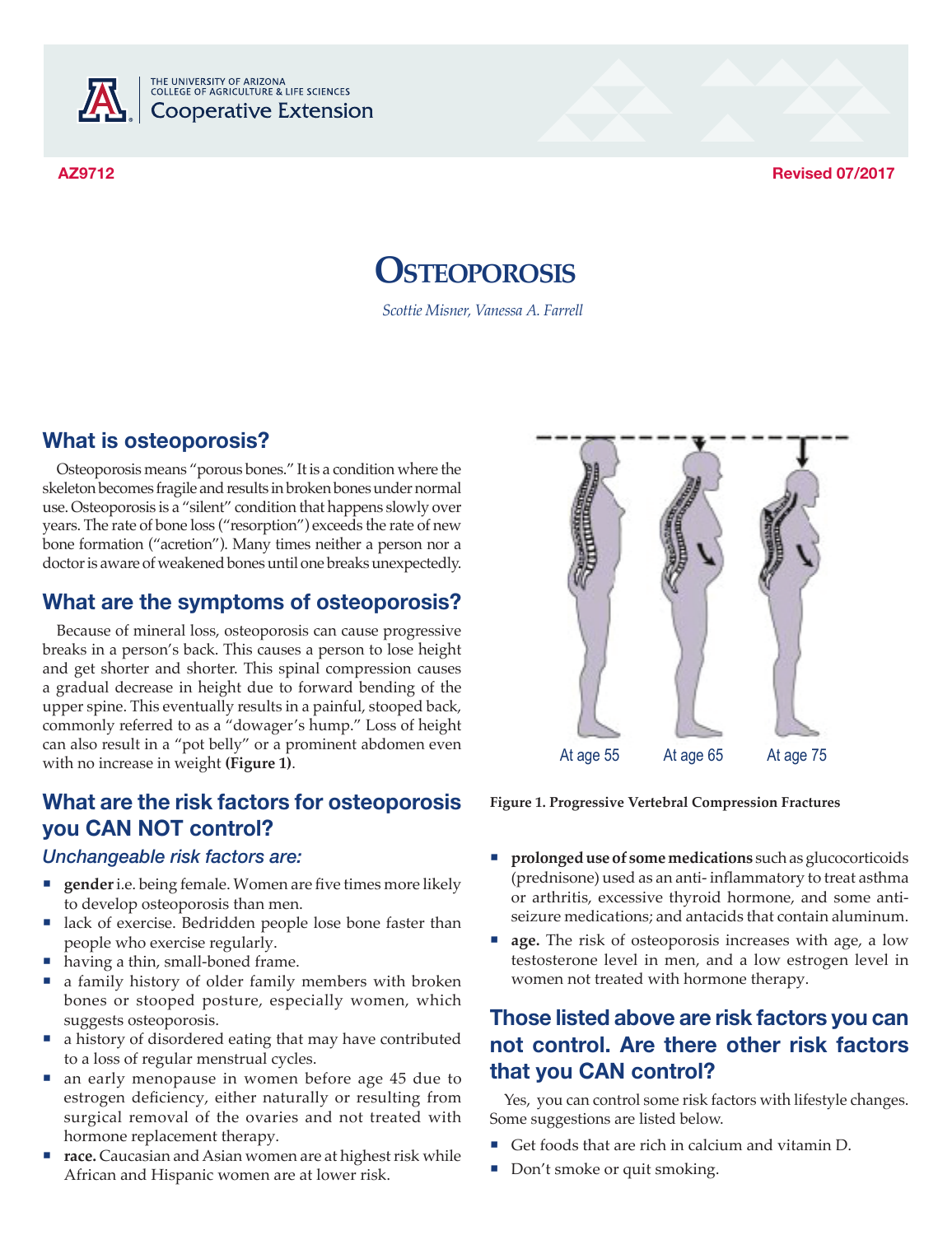AZ9712 Revised 07/2017

# Osteoporosis

*Scottie Misner, Vanessa A. Farrell*

## What is osteoporosis?

Osteoporosis means "porous bones." It is a condition where the skeleton becomes fragile and results in broken bones under normal use. Osteoporosis is a "silent" condition that happens slowly over years. The rate of bone loss ("resorption") exceeds the rate of new bone formation ("acretion"). Many times neither a person nor a doctor is aware of weakened bones until one breaks unexpectedly.

## What are the symptoms of osteoporosis?

Because of mineral loss, osteoporosis can cause progressive breaks in a person's back. This causes a person to lose height and get shorter and shorter. This spinal compression causes a gradual decrease in height due to forward bending of the upper spine. This eventually results in a painful, stooped back, commonly referred to as a "dowager's hump." Loss of height can also result in a "pot belly" or a prominent abdomen even with no increase in weight **(Figure 1)**.

At age 55 At age 65 At age 75

**Figure 1. Progressive Vertebral Compression Fractures**

## What are the risk factors for osteoporosis you CAN NOT control?

### *Unchangeable risk factors are:*

- **gender** i.e. being female. Women are five times more likely to develop osteoporosis than men.
- lack of exercise. Bedridden people lose bone faster than people who exercise regularly.
- having a thin, small-boned frame.
- a family history of older family members with broken bones or stooped posture, especially women, which suggests osteoporosis.
- a history of disordered eating that may have contributed to a loss of regular menstrual cycles.
- an early menopause in women before age 45 due to estrogen deficiency, either naturally or resulting from surgical removal of the ovaries and not treated with hormone replacement therapy.
- **race.** Caucasian and Asian women are at highest risk while African and Hispanic women are at lower risk.
- **prolonged use of some medications** such as glucocorticoids (prednisone) used as an anti- inflammatory to treat asthma or arthritis, excessive thyroid hormone, and some anti-seizure medications; and antacids that contain aluminum.
- **age.** The risk of osteoporosis increases with age, a low testosterone level in men, and a low estrogen level in women not treated with hormone therapy.

## Those listed above are risk factors you can not control. Are there other risk factors that you CAN control?

Yes, you can control some risk factors with lifestyle changes. Some suggestions are listed below.

- Get foods that are rich in calcium and vitamin D.
- Don't smoke or quit smoking.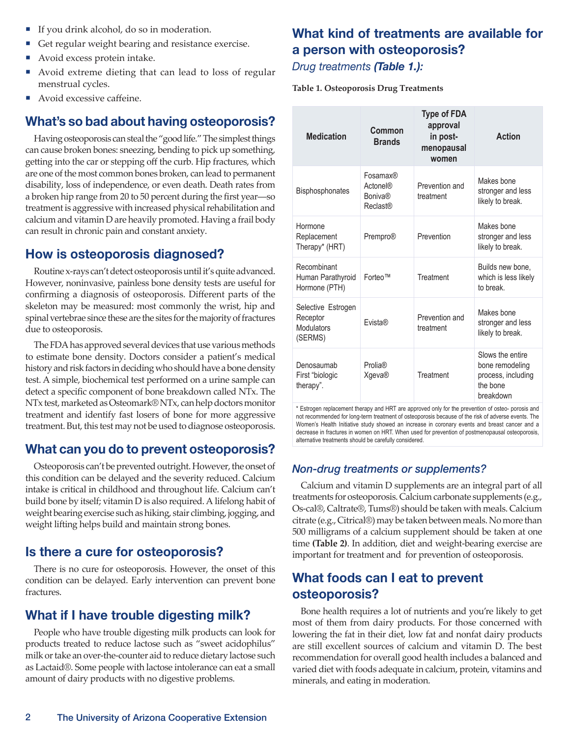- If you drink alcohol, do so in moderation.
- Get regular weight bearing and resistance exercise.
- Avoid excess protein intake.
- Avoid extreme dieting that can lead to loss of regular menstrual cycles.
- Avoid excessive caffeine.

## What's so bad about having osteoporosis?

Having osteoporosis can steal the "good life." The simplest things can cause broken bones: sneezing, bending to pick up something, getting into the car or stepping off the curb. Hip fractures, which are one of the most common bones broken, can lead to permanent disability, loss of independence, or even death. Death rates from a broken hip range from 20 to 50 percent during the first year—so treatment is aggressive with increased physical rehabilitation and calcium and vitamin D are heavily promoted. Having a frail body can result in chronic pain and constant anxiety.

## How is osteoporosis diagnosed?

Routine x-rays can't detect osteoporosis until it's quite advanced. However, noninvasive, painless bone density tests are useful for confirming a diagnosis of osteoporosis. Different parts of the skeleton may be measured: most commonly the wrist, hip and spinal vertebrae since these are the sites for the majority of fractures due to osteoporosis.

The FDA has approved several devices that use various methods to estimate bone density. Doctors consider a patient's medical history and risk factors in deciding who should have a bone density test. A simple, biochemical test performed on a urine sample can detect a specific component of bone breakdown called NTx. The NTx test, marketed as Osteomark® NTx, can help doctors monitor treatment and identify fast losers of bone for more aggressive treatment. But, this test may not be used to diagnose osteoporosis.

## What can you do to prevent osteoporosis?

Osteoporosis can't be prevented outright. However, the onset of this condition can be delayed and the severity reduced. Calcium intake is critical in childhood and throughout life. Calcium can't build bone by itself; vitamin D is also required. A lifelong habit of weight bearing exercise such as hiking, stair climbing, jogging, and weight lifting helps build and maintain strong bones.

## Is there a cure for osteoporosis?

There is no cure for osteoporosis. However, the onset of this condition can be delayed. Early intervention can prevent bone fractures.

## What if I have trouble digesting milk?

People who have trouble digesting milk products can look for products treated to reduce lactose such as "sweet acidophilus" milk or take an over-the-counter aid to reduce dietary lactose such as Lactaid®. Some people with lactose intolerance can eat a small amount of dairy products with no digestive problems.

## What kind of treatments are available for a person with osteoporosis?

### *Drug treatments **(Table 1.)**:*

**Table 1. Osteoporosis Drug Treatments**

| Medication | Common Brands | Type of FDA approval in post-menopausal women | Action |
|---|---|---|---|
| Bisphosphonates | Fosamax® Actonel® Boniva® Reclast® | Prevention and treatment | Makes bone stronger and less likely to break. |
| Hormone Replacement Therapy* (HRT) | Prempro® | Prevention | Makes bone stronger and less likely to break. |
| Recombinant Human Parathyroid Hormone (PTH) | Forteo™ | Treatment | Builds new bone, which is less likely to break. |
| Selective Estrogen Receptor Modulators (SERMS) | Evista® | Prevention and treatment | Makes bone stronger and less likely to break. |
| Denosaumab First "biologic therapy". | Prolia® Xgeva® | Treatment | Slows the entire bone remodeling process, including the bone breakdown |

\* Estrogen replacement therapy and HRT are approved only for the prevention of osteo- porosis and not recommended for long-term treatment of osteoporosis because of the risk of adverse events. The Women's Health Initiative study showed an increase in coronary events and breast cancer and a decrease in fractures in women on HRT. When used for prevention of postmenopausal osteoporosis, alternative treatments should be carefully considered.

### *Non-drug treatments or supplements?*

Calcium and vitamin D supplements are an integral part of all treatments for osteoporosis. Calcium carbonate supplements (e.g., Os-cal®, Caltrate®, Tums®) should be taken with meals. Calcium citrate (e.g., Citrical®) may be taken between meals. No more than 500 milligrams of a calcium supplement should be taken at one time **(Table 2)**. In addition, diet and weight-bearing exercise are important for treatment and for prevention of osteoporosis.

## What foods can I eat to prevent osteoporosis?

Bone health requires a lot of nutrients and you're likely to get most of them from dairy products. For those concerned with lowering the fat in their diet, low fat and nonfat dairy products are still excellent sources of calcium and vitamin D. The best recommendation for overall good health includes a balanced and varied diet with foods adequate in calcium, protein, vitamins and minerals, and eating in moderation.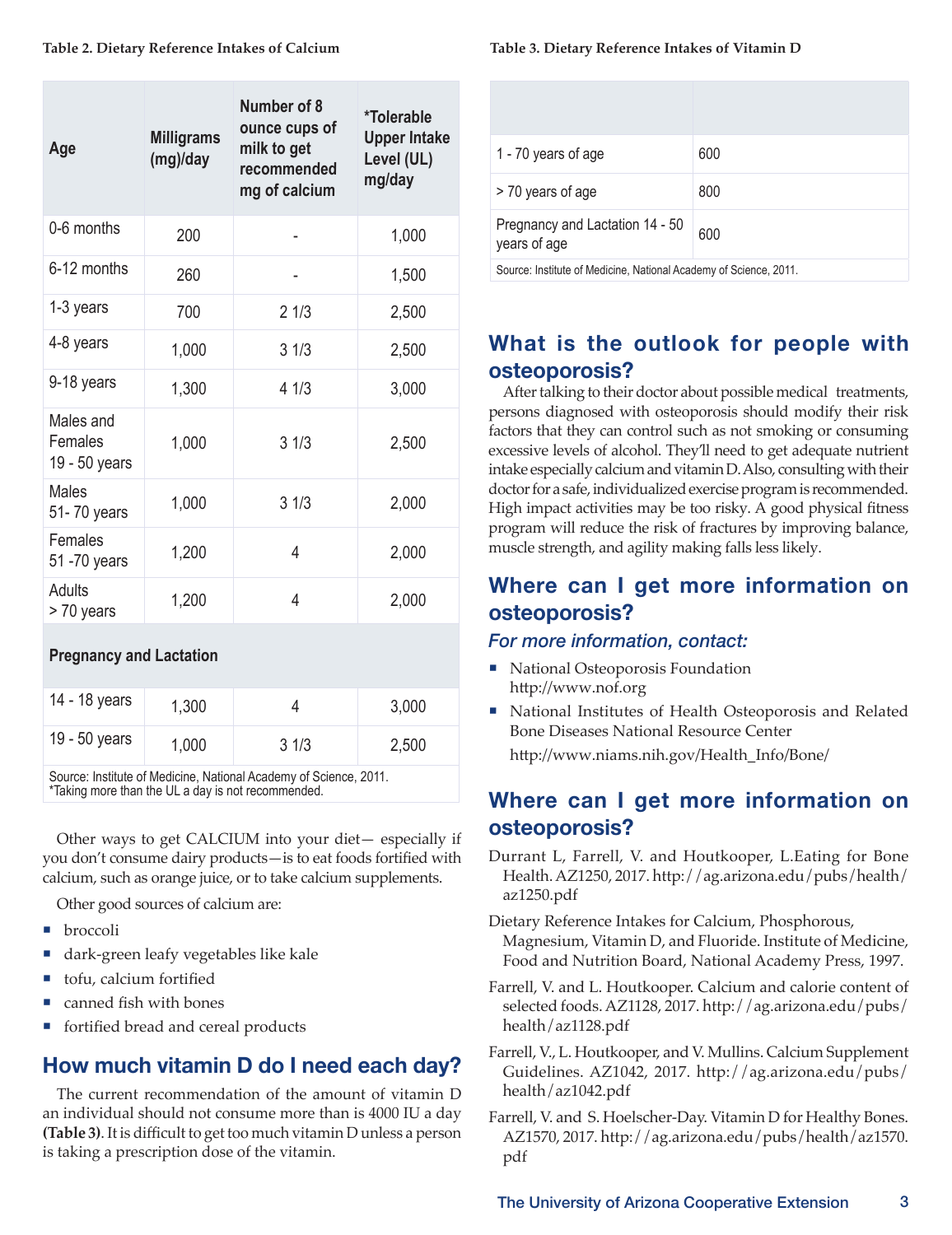**Table 2. Dietary Reference Intakes of Calcium**

| Age | Milligrams (mg)/day | Number of 8 ounce cups of milk to get recommended mg of calcium | *Tolerable Upper Intake Level (UL) mg/day |
|---|---|---|---|
| 0-6 months | 200 | - | 1,000 |
| 6-12 months | 260 | - | 1,500 |
| 1-3 years | 700 | 2 1/3 | 2,500 |
| 4-8 years | 1,000 | 3 1/3 | 2,500 |
| 9-18 years | 1,300 | 4 1/3 | 3,000 |
| Males and Females 19 - 50 years | 1,000 | 3 1/3 | 2,500 |
| Males 51- 70 years | 1,000 | 3 1/3 | 2,000 |
| Females 51 -70 years | 1,200 | 4 | 2,000 |
| Adults > 70 years | 1,200 | 4 | 2,000 |
| **Pregnancy and Lactation** | | | |
| 14 - 18 years | 1,300 | 4 | 3,000 |
| 19 - 50 years | 1,000 | 3 1/3 | 2,500 |

Source: Institute of Medicine, National Academy of Science, 2011.
*Taking more than the UL a day is not recommended.

Other ways to get CALCIUM into your diet— especially if you don't consume dairy products—is to eat foods fortified with calcium, such as orange juice, or to take calcium supplements.

Other good sources of calcium are:

- broccoli
- dark-green leafy vegetables like kale
- tofu, calcium fortified
- canned fish with bones
- fortified bread and cereal products

## How much vitamin D do I need each day?

The current recommendation of the amount of vitamin D an individual should not consume more than is 4000 IU a day **(Table 3)**. It is difficult to get too much vitamin D unless a person is taking a prescription dose of the vitamin.

**Table 3. Dietary Reference Intakes of Vitamin D**

| | |
|---|---|
| 1 - 70 years of age | 600 |
| > 70 years of age | 800 |
| Pregnancy and Lactation 14 - 50 years of age | 600 |

Source: Institute of Medicine, National Academy of Science, 2011.

## What is the outlook for people with osteoporosis?

After talking to their doctor about possible medical treatments, persons diagnosed with osteoporosis should modify their risk factors that they can control such as not smoking or consuming excessive levels of alcohol. They'll need to get adequate nutrient intake especially calcium and vitamin D. Also, consulting with their doctor for a safe, individualized exercise program is recommended. High impact activities may be too risky. A good physical fitness program will reduce the risk of fractures by improving balance, muscle strength, and agility making falls less likely.

## Where can I get more information on osteoporosis?

*For more information, contact:*

- National Osteoporosis Foundation
  http://www.nof.org
- National Institutes of Health Osteoporosis and Related Bone Diseases National Resource Center
  http://www.niams.nih.gov/Health_Info/Bone/

## Where can I get more information on osteoporosis?

Durrant L, Farrell, V. and Houtkooper, L.Eating for Bone Health. AZ1250, 2017. http://ag.arizona.edu/pubs/health/az1250.pdf

Dietary Reference Intakes for Calcium, Phosphorous, Magnesium, Vitamin D, and Fluoride. Institute of Medicine, Food and Nutrition Board, National Academy Press, 1997.

Farrell, V. and L. Houtkooper. Calcium and calorie content of selected foods. AZ1128, 2017. http://ag.arizona.edu/pubs/health/az1128.pdf

Farrell, V., L. Houtkooper, and V. Mullins. Calcium Supplement Guidelines. AZ1042, 2017. http://ag.arizona.edu/pubs/health/az1042.pdf

Farrell, V. and S. Hoelscher-Day. Vitamin D for Healthy Bones. AZ1570, 2017. http://ag.arizona.edu/pubs/health/az1570.pdf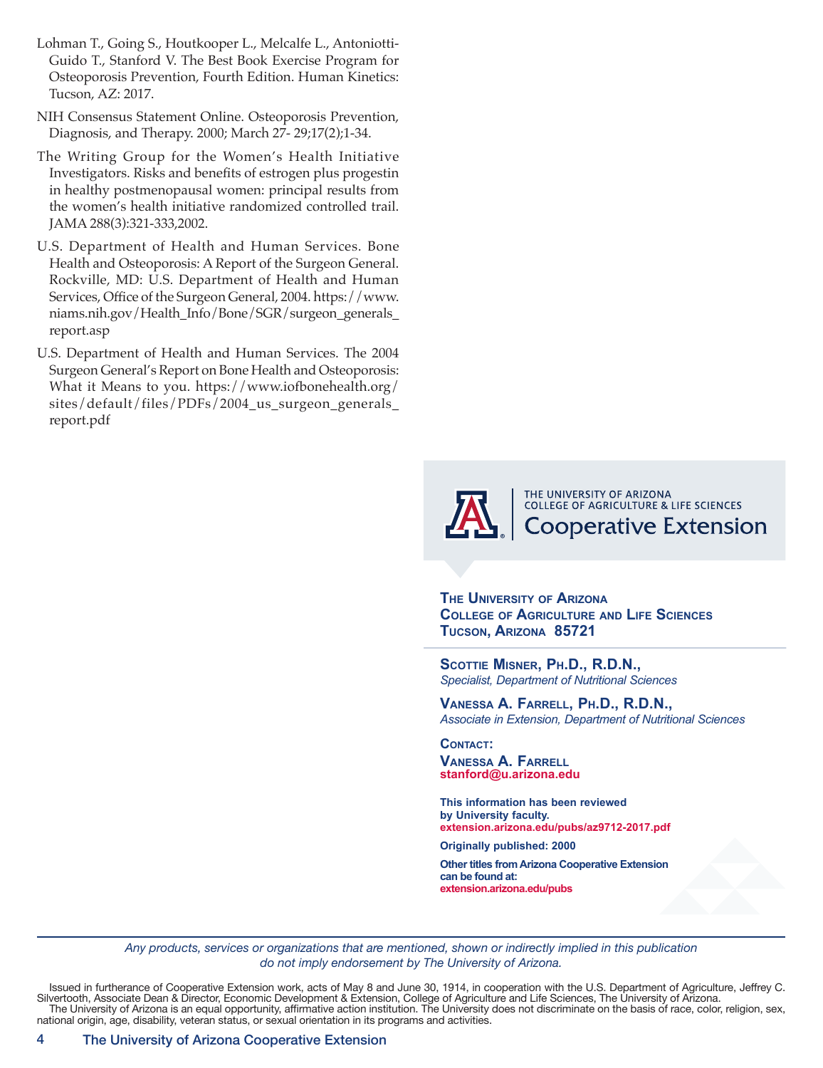Lohman T., Going S., Houtkooper L., Melcalfe L., Antoniotti-Guido T., Stanford V. The Best Book Exercise Program for Osteoporosis Prevention, Fourth Edition. Human Kinetics: Tucson, AZ: 2017.

NIH Consensus Statement Online. Osteoporosis Prevention, Diagnosis, and Therapy. 2000; March 27- 29;17(2);1-34.

The Writing Group for the Women's Health Initiative Investigators. Risks and benefits of estrogen plus progestin in healthy postmenopausal women: principal results from the women's health initiative randomized controlled trail. JAMA 288(3):321-333,2002.

U.S. Department of Health and Human Services. Bone Health and Osteoporosis: A Report of the Surgeon General. Rockville, MD: U.S. Department of Health and Human Services, Office of the Surgeon General, 2004. https://www.niams.nih.gov/Health_Info/Bone/SGR/surgeon_generals_report.asp

U.S. Department of Health and Human Services. The 2004 Surgeon General's Report on Bone Health and Osteoporosis: What it Means to you. https://www.iofbonehealth.org/sites/default/files/PDFs/2004_us_surgeon_generals_report.pdf

THE UNIVERSITY OF ARIZONA
COLLEGE OF AGRICULTURE & LIFE SCIENCES
Cooperative Extension

**The University of Arizona**
**College of Agriculture and Life Sciences**
**Tucson, Arizona 85721**

**Scottie Misner, Ph.D., R.D.N.,**
*Specialist, Department of Nutritional Sciences*

**Vanessa A. Farrell, Ph.D., R.D.N.,**
*Associate in Extension, Department of Nutritional Sciences*

**Contact:**
**Vanessa A. Farrell**
**stanford@u.arizona.edu**

**This information has been reviewed by University faculty.**
**extension.arizona.edu/pubs/az9712-2017.pdf**

**Originally published: 2000**

**Other titles from Arizona Cooperative Extension can be found at:**
**extension.arizona.edu/pubs**

*Any products, services or organizations that are mentioned, shown or indirectly implied in this publication do not imply endorsement by The University of Arizona.*

Issued in furtherance of Cooperative Extension work, acts of May 8 and June 30, 1914, in cooperation with the U.S. Department of Agriculture, Jeffrey C. Silvertooth, Associate Dean & Director, Economic Development & Extension, College of Agriculture and Life Sciences, The University of Arizona.
The University of Arizona is an equal opportunity, affirmative action institution. The University does not discriminate on the basis of race, color, religion, sex, national origin, age, disability, veteran status, or sexual orientation in its programs and activities.